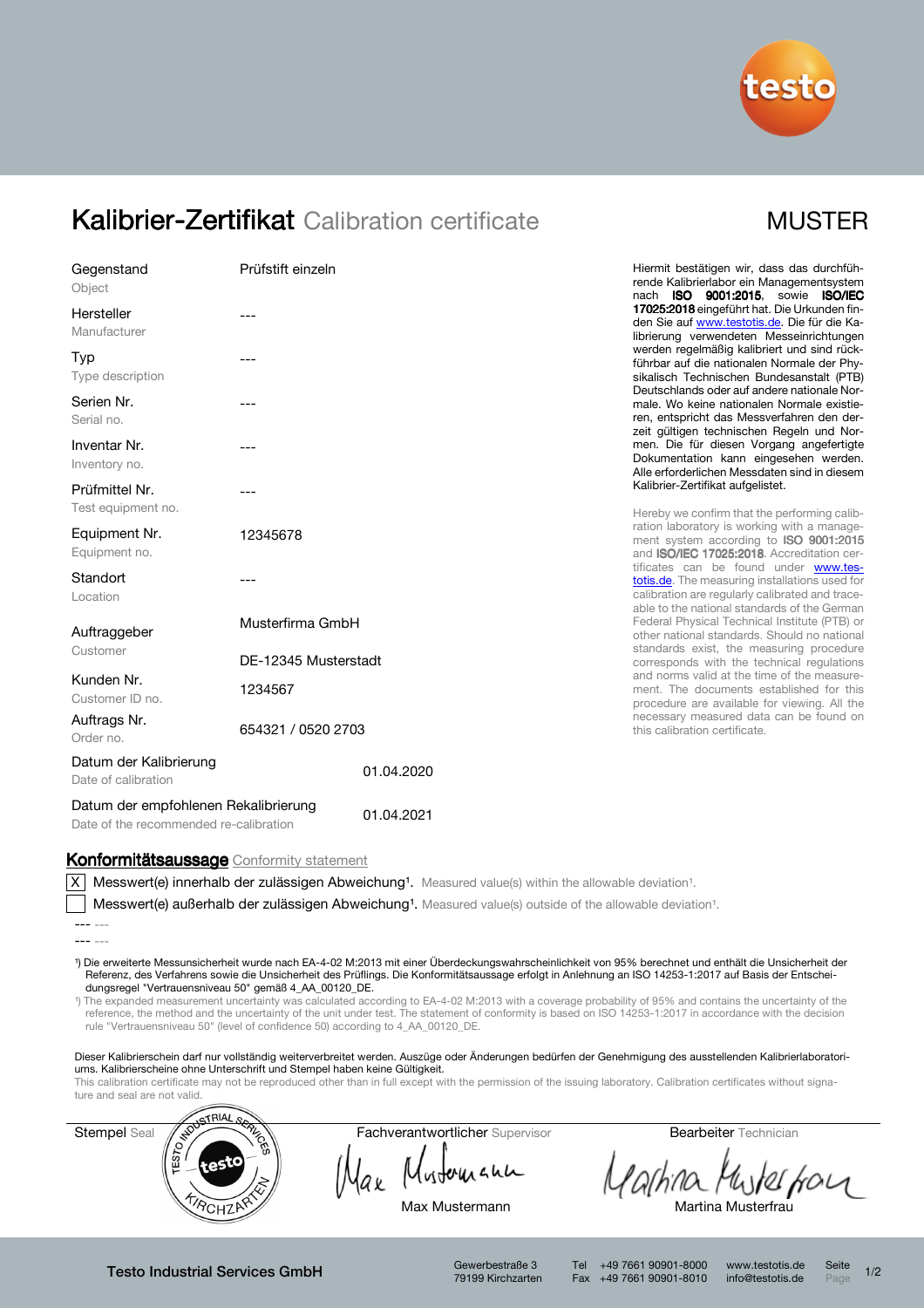# Kalibrier-Zertifikat Calibration certificate

MUSTER

| Feld | Wert |
| --- | --- |
| Gegenstand Object | Prüfstift einzeln |
| Hersteller Manufacturer | --- |
| Typ Type description | --- |
| Serien Nr. Serial no. | --- |
| Inventar Nr. Inventory no. | --- |
| Prüfmittel Nr. Test equipment no. | --- |
| Equipment Nr. Equipment no. | 12345678 |
| Standort Location | --- |
| Auftraggeber Customer | Musterfirma GmbH DE-12345 Musterstadt |
| Kunden Nr. Customer ID no. | 1234567 |
| Auftrags Nr. Order no. | 654321 / 0520 2703 |
| Datum der Kalibrierung Date of calibration | 01.04.2020 |
| Datum der empfohlenen Rekalibrierung Date of the recommended re-calibration | 01.04.2021 |

Hiermit bestätigen wir, dass das durchführende Kalibrierlabor ein Managementsystem nach **ISO 9001:2015**, sowie **ISO/IEC 17025:2018** eingeführt hat. Die Urkunden finden Sie auf www.testotis.de. Die für die Kalibrierung verwendeten Messeinrichtungen werden regelmäßig kalibriert und sind rückführbar auf die nationalen Normale der Physikalisch Technischen Bundesanstalt (PTB) Deutschlands oder auf andere nationale Normale. Wo keine nationalen Normale existieren, entspricht das Messverfahren den derzeit gültigen technischen Regeln und Normen. Die für diesen Vorgang angefertigte Dokumentation kann eingesehen werden. Alle erforderlichen Messdaten sind in diesem Kalibrier-Zertifikat aufgelistet.

Hereby we confirm that the performing calibration laboratory is working with a management system according to **ISO 9001:2015** and **ISO/IEC 17025:2018**. Accreditation certificates can be found under www.testotis.de. The measuring installations used for calibration are regularly calibrated and traceable to the national standards of the German Federal Physical Technical Institute (PTB) or other national standards. Should no national standards exist, the measuring procedure corresponds with the technical regulations and norms valid at the time of the measurement. The documents established for this procedure are available for viewing. All the necessary measured data can be found on this calibration certificate.

## Konformitätsaussage Conformity statement

- [X] Messwert(e) innerhalb der zulässigen Abweichung[1]. Measured value(s) within the allowable deviation[1].
- [ ] Messwert(e) außerhalb der zulässigen Abweichung[1]. Measured value(s) outside of the allowable deviation[1].

--- ---

--- ---

[1]) Die erweiterte Messunsicherheit wurde nach EA-4-02 M:2013 mit einer Überdeckungswahrscheinlichkeit von 95% berechnet und enthält die Unsicherheit der Referenz, des Verfahrens sowie die Unsicherheit des Prüflings. Die Konformitätsaussage erfolgt in Anlehnung an ISO 14253-1:2017 auf Basis der Entscheidungsregel "Vertrauensniveau 50" gemäß 4_AA_00120_DE.

[1]) The expanded measurement uncertainty was calculated according to EA-4-02 M:2013 with a coverage probability of 95% and contains the uncertainty of the reference, the method and the uncertainty of the unit under test. The statement of conformity is based on ISO 14253-1:2017 in accordance with the decision rule "Vertrauensniveau 50" (level of confidence 50) according to 4_AA_00120_DE.

Dieser Kalibrierschein darf nur vollständig weiterverbreitet werden. Auszüge oder Änderungen bedürfen der Genehmigung des ausstellenden Kalibrierlaboratoriums. Kalibrierscheine ohne Unterschrift und Stempel haben keine Gültigkeit.

This calibration certificate may not be reproduced other than in full except with the permission of the issuing laboratory. Calibration certificates without signature and seal are not valid.

| Stempel Seal | Fachverantwortlicher Supervisor | Bearbeiter Technician |
| --- | --- | --- |
| TESTO INDUSTRIAL SERVICES testo KIRCHZARTEN | Max Mustermann | Martina Musterfrau |

**Testo Industrial Services GmbH** | Gewerbestraße 3, 79199 Kirchzarten | Tel +49 7661 90901-8000 | Fax +49 7661 90901-8010 | www.testotis.de | info@testotis.de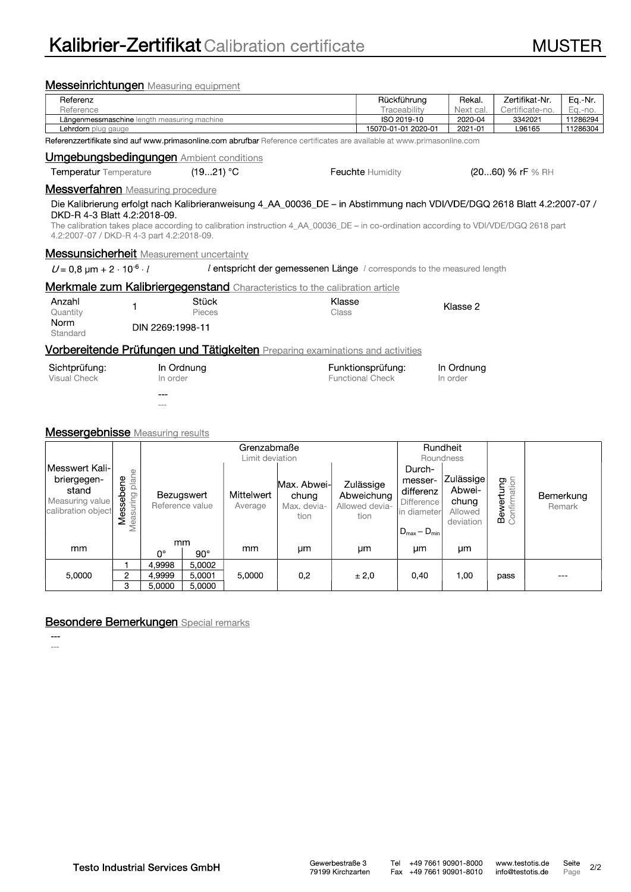# Kalibrier-Zertifikat Calibration certificate

MUSTER

## Messeinrichtungen Measuring equipment

| Referenz Reference | Rückführung Traceability | Rekal. Next cal. | Zertifikat-Nr. Certificate-no. | Eq.-Nr. Eq.-no. |
|---|---|---|---|---|
| Längenmessmaschine length measuring machine | ISO 2019-10 | 2020-04 | 3342021 | 11286294 |
| Lehrdorn plug gauge | 15070-01-01 2020-01 | 2021-01 | L96165 | 11286304 |

Referenzzertifikate sind auf www.primasonline.com abrufbar Reference certificates are available at www.primasonline.com

## Umgebungsbedingungen Ambient conditions

| | | | |
|---|---|---|---|
| Temperatur Temperature | (19...21) °C | Feuchte Humidity | (20...60) % rF % RH |

## Messverfahren Measuring procedure

Die Kalibrierung erfolgt nach Kalibrieranweisung 4_AA_00036_DE – in Abstimmung nach VDI/VDE/DGQ 2618 Blatt 4.2:2007-07 / DKD-R 4-3 Blatt 4.2:2018-09.

The calibration takes place according to calibration instruction 4_AA_00036_DE – in co-ordination according to VDI/VDE/DGQ 2618 part 4.2:2007-07 / DKD-R 4-3 part 4.2:2018-09.

## Messunsicherheit Measurement uncertainty

$U = 0{,}8\ \mu m + 2 \cdot 10^{-6} \cdot l$ $l$ entspricht der gemessenen Länge $l$ corresponds to the measured length

## Merkmale zum Kalibriergegenstand Characteristics to the calibration article

| | | | | | |
|---|---|---|---|---|---|
| Anzahl Quantity | 1 | Stück Pieces | | Klasse Class | Klasse 2 |
| Norm Standard | DIN 2269:1998-11 | | | | |

## Vorbereitende Prüfungen und Tätigkeiten Preparing examinations and activities

| | | | |
|---|---|---|---|
| Sichtprüfung: Visual Check | In Ordnung In order | Funktionsprüfung: Functional Check | In Ordnung In order |
| | --- --- | | |

## Messergebnisse Measuring results

| Messwert Kalibriergegenstand Measuring value calibration object | Messebene Measuring plane | Grenzabmaße Limit deviation | | | | | Rundheit Roundness | | Bewertung Confirmation | Bemerkung Remark |
|---|---|---|---|---|---|---|---|---|---|---|
| | | Bezugswert Reference value | | Mittelwert Average | Max. Abweichung Max. deviation | Zulässige Abweichung Allowed deviation | Durchmesserdifferenz Difference in diameter $D_{max} - D_{min}$ | Zulässige Abweichung Allowed deviation | | |
| mm | | mm 0° | 90° | mm | µm | µm | µm | µm | | |
| 5,0000 | 1 | 4,9998 | 5,0002 | 5,0000 | 0,2 | ± 2,0 | 0,40 | 1,00 | pass | --- |
| | 2 | 4,9999 | 5,0001 | | | | | | | |
| | 3 | 5,0000 | 5,0000 | | | | | | | |

## Besondere Bemerkungen Special remarks

---
---

Testo Industrial Services GmbH
Gewerbestraße 3, 79199 Kirchzarten
Tel +49 7661 90901-8000
Fax +49 7661 90901-8010
www.testotis.de
info@testotis.de